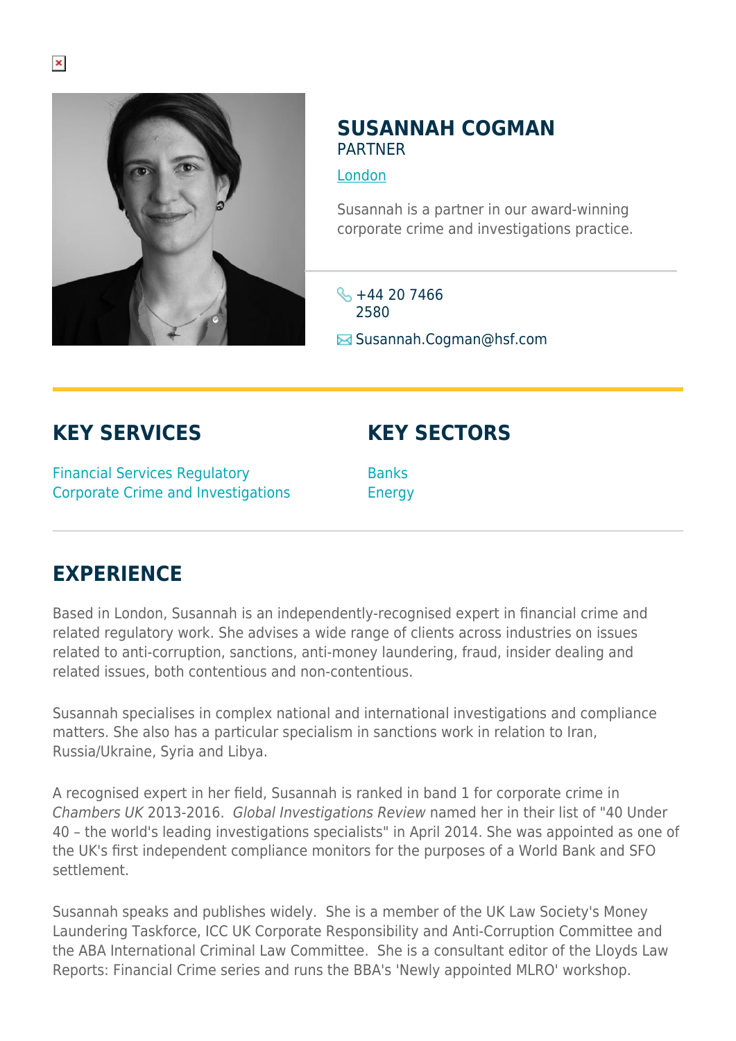# SUSANNAH COGMAN

PARTNER

London

Susannah is a partner in our award-winning corporate crime and investigations practice.

+44 20 7466 2580

Susannah.Cogman@hsf.com

## KEY SERVICES

Financial Services Regulatory
Corporate Crime and Investigations

## KEY SECTORS

Banks
Energy

## EXPERIENCE

Based in London, Susannah is an independently-recognised expert in financial crime and related regulatory work. She advises a wide range of clients across industries on issues related to anti-corruption, sanctions, anti-money laundering, fraud, insider dealing and related issues, both contentious and non-contentious.

Susannah specialises in complex national and international investigations and compliance matters. She also has a particular specialism in sanctions work in relation to Iran, Russia/Ukraine, Syria and Libya.

A recognised expert in her field, Susannah is ranked in band 1 for corporate crime in *Chambers UK* 2013-2016. *Global Investigations Review* named her in their list of "40 Under 40 – the world's leading investigations specialists" in April 2014. She was appointed as one of the UK's first independent compliance monitors for the purposes of a World Bank and SFO settlement.

Susannah speaks and publishes widely. She is a member of the UK Law Society's Money Laundering Taskforce, ICC UK Corporate Responsibility and Anti-Corruption Committee and the ABA International Criminal Law Committee. She is a consultant editor of the Lloyds Law Reports: Financial Crime series and runs the BBA's 'Newly appointed MLRO' workshop.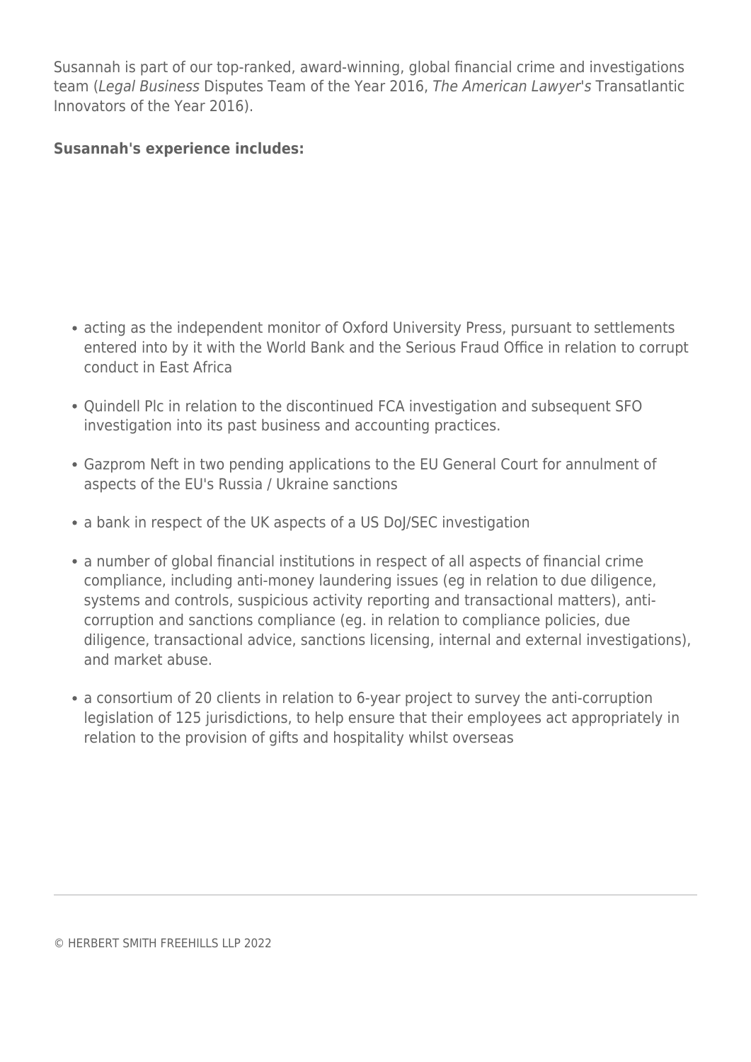Susannah is part of our top-ranked, award-winning, global financial crime and investigations team (*Legal Business* Disputes Team of the Year 2016, *The American Lawyer's* Transatlantic Innovators of the Year 2016).

**Susannah's experience includes:**

- acting as the independent monitor of Oxford University Press, pursuant to settlements entered into by it with the World Bank and the Serious Fraud Office in relation to corrupt conduct in East Africa
- Quindell Plc in relation to the discontinued FCA investigation and subsequent SFO investigation into its past business and accounting practices.
- Gazprom Neft in two pending applications to the EU General Court for annulment of aspects of the EU's Russia / Ukraine sanctions
- a bank in respect of the UK aspects of a US DoJ/SEC investigation
- a number of global financial institutions in respect of all aspects of financial crime compliance, including anti-money laundering issues (eg in relation to due diligence, systems and controls, suspicious activity reporting and transactional matters), anti-corruption and sanctions compliance (eg. in relation to compliance policies, due diligence, transactional advice, sanctions licensing, internal and external investigations), and market abuse.
- a consortium of 20 clients in relation to 6-year project to survey the anti-corruption legislation of 125 jurisdictions, to help ensure that their employees act appropriately in relation to the provision of gifts and hospitality whilst overseas

© HERBERT SMITH FREEHILLS LLP 2022